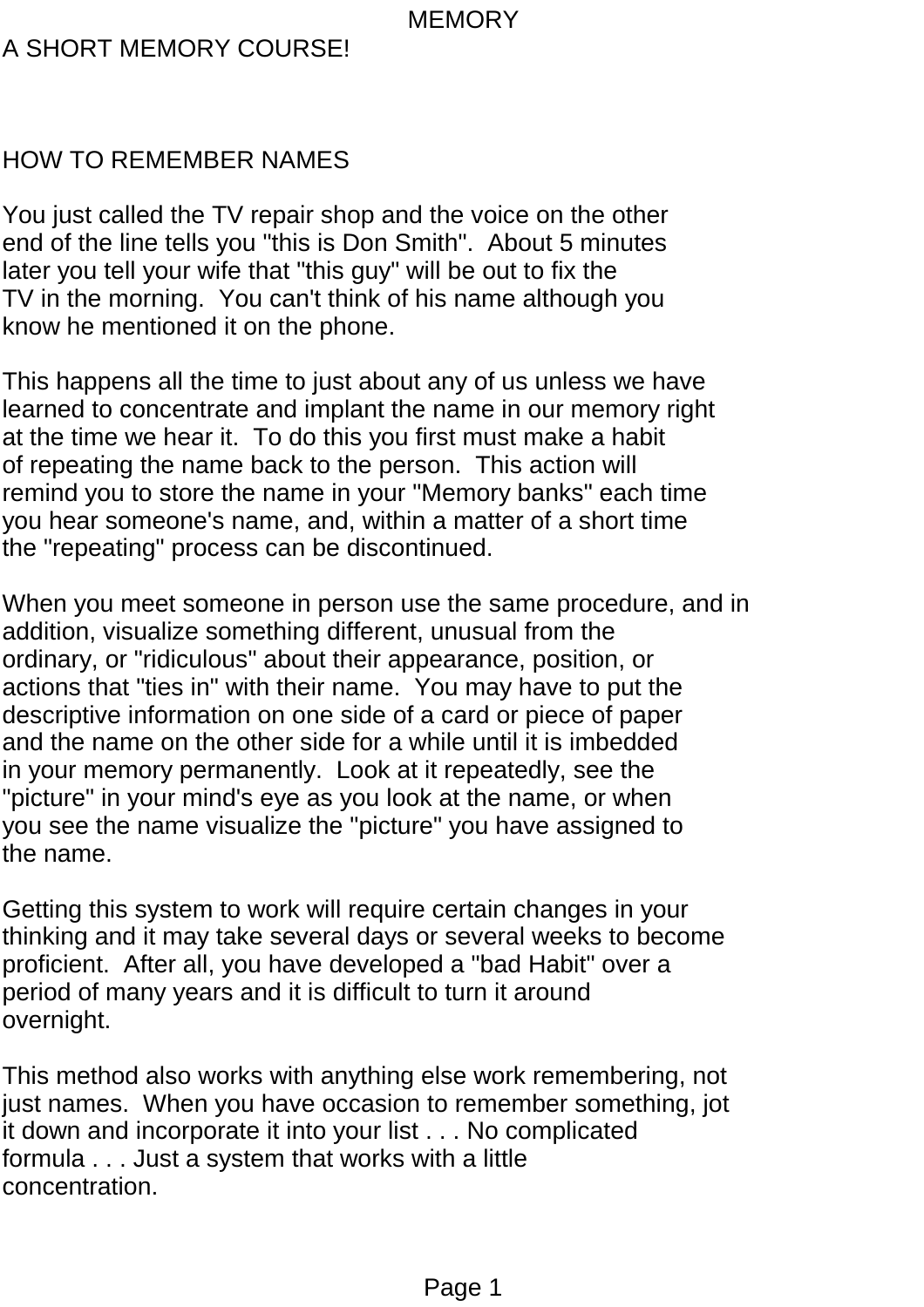# MEMORY

## A SHORT MEMORY COURSE!

### HOW TO REMEMBER NAMES

You just called the TV repair shop and the voice on the other end of the line tells you "this is Don Smith". About 5 minutes later you tell your wife that "this guy" will be out to fix the TV in the morning. You can't think of his name although you know he mentioned it on the phone.

This happens all the time to just about any of us unless we have learned to concentrate and implant the name in our memory right at the time we hear it. To do this you first must make a habit of repeating the name back to the person. This action will remind you to store the name in your "Memory banks" each time you hear someone's name, and, within a matter of a short time the "repeating" process can be discontinued.

When you meet someone in person use the same procedure, and in addition, visualize something different, unusual from the ordinary, or "ridiculous" about their appearance, position, or actions that "ties in" with their name. You may have to put the descriptive information on one side of a card or piece of paper and the name on the other side for a while until it is imbedded in your memory permanently. Look at it repeatedly, see the "picture" in your mind's eye as you look at the name, or when you see the name visualize the "picture" you have assigned to the name.

Getting this system to work will require certain changes in your thinking and it may take several days or several weeks to become proficient. After all, you have developed a "bad Habit" over a period of many years and it is difficult to turn it around overnight.

This method also works with anything else work remembering, not just names. When you have occasion to remember something, jot it down and incorporate it into your list . . . No complicated formula . . . Just a system that works with a little concentration.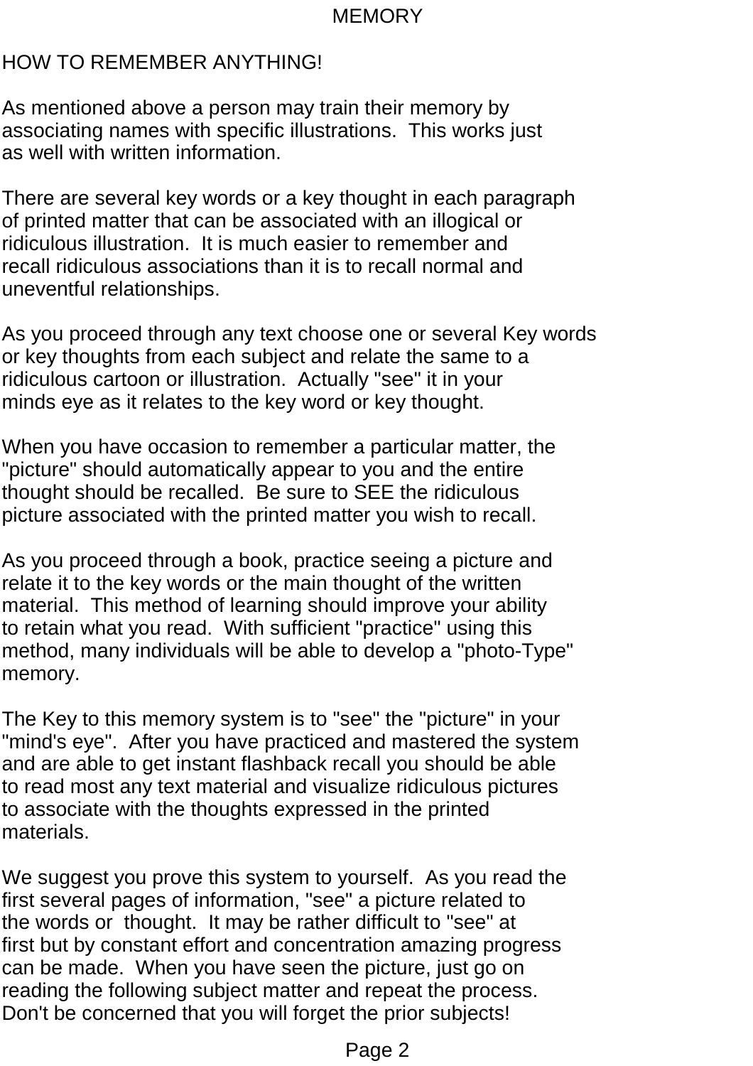# MEMORY

## HOW TO REMEMBER ANYTHING!

As mentioned above a person may train their memory by associating names with specific illustrations. This works just as well with written information.

There are several key words or a key thought in each paragraph of printed matter that can be associated with an illogical or ridiculous illustration. It is much easier to remember and recall ridiculous associations than it is to recall normal and uneventful relationships.

As you proceed through any text choose one or several Key words or key thoughts from each subject and relate the same to a ridiculous cartoon or illustration. Actually "see" it in your minds eye as it relates to the key word or key thought.

When you have occasion to remember a particular matter, the "picture" should automatically appear to you and the entire thought should be recalled. Be sure to SEE the ridiculous picture associated with the printed matter you wish to recall.

As you proceed through a book, practice seeing a picture and relate it to the key words or the main thought of the written material. This method of learning should improve your ability to retain what you read. With sufficient "practice" using this method, many individuals will be able to develop a "photo-Type" memory.

The Key to this memory system is to "see" the "picture" in your "mind's eye". After you have practiced and mastered the system and are able to get instant flashback recall you should be able to read most any text material and visualize ridiculous pictures to associate with the thoughts expressed in the printed materials.

We suggest you prove this system to yourself. As you read the first several pages of information, "see" a picture related to the words or thought. It may be rather difficult to "see" at first but by constant effort and concentration amazing progress can be made. When you have seen the picture, just go on reading the following subject matter and repeat the process. Don't be concerned that you will forget the prior subjects!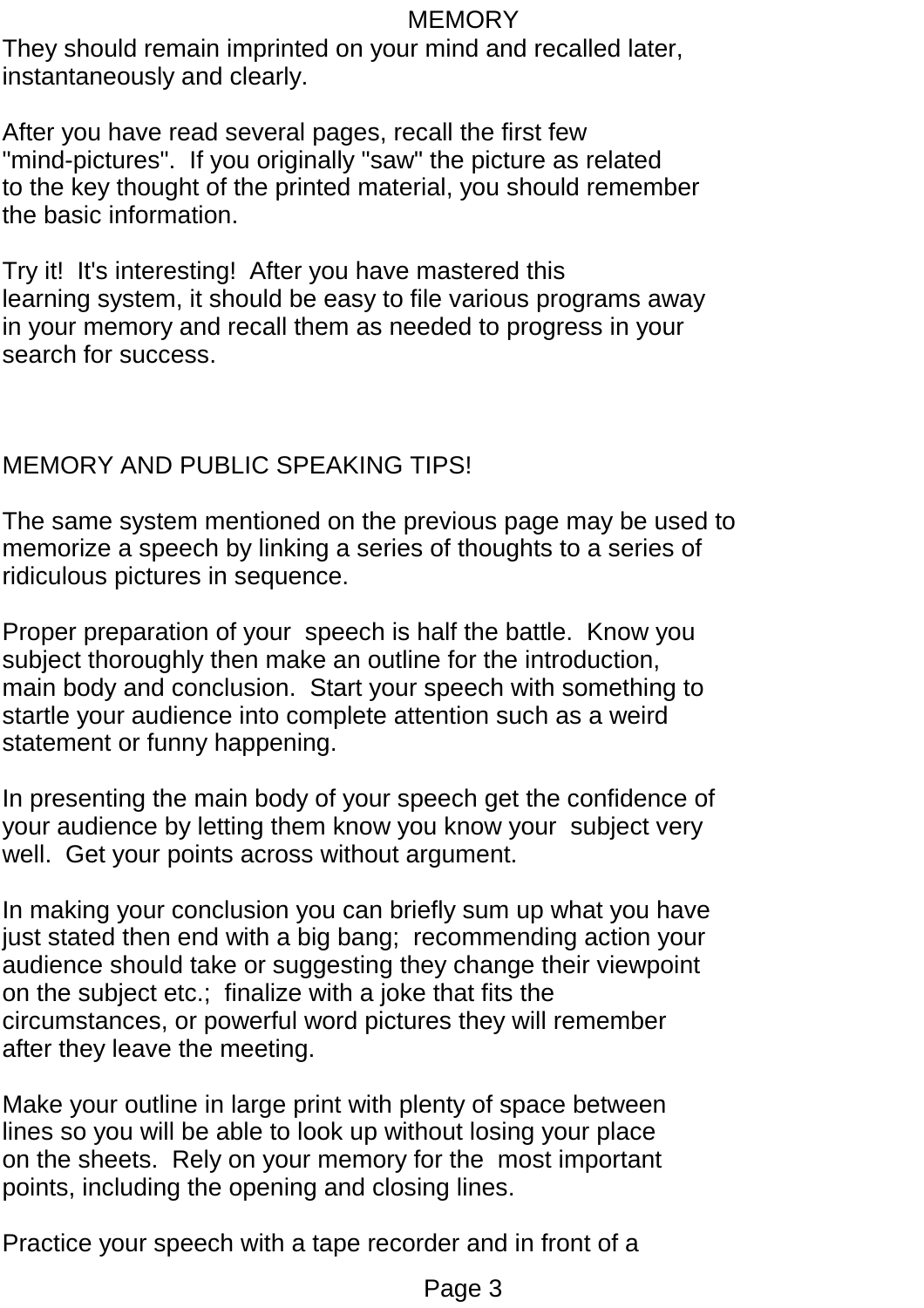They should remain imprinted on your mind and recalled later, instantaneously and clearly.

After you have read several pages, recall the first few "mind-pictures". If you originally "saw" the picture as related to the key thought of the printed material, you should remember the basic information.

Try it! It's interesting! After you have mastered this learning system, it should be easy to file various programs away in your memory and recall them as needed to progress in your search for success.

## MEMORY AND PUBLIC SPEAKING TIPS!

The same system mentioned on the previous page may be used to memorize a speech by linking a series of thoughts to a series of ridiculous pictures in sequence.

Proper preparation of your speech is half the battle. Know you subject thoroughly then make an outline for the introduction, main body and conclusion. Start your speech with something to startle your audience into complete attention such as a weird statement or funny happening.

In presenting the main body of your speech get the confidence of your audience by letting them know you know your subject very well. Get your points across without argument.

In making your conclusion you can briefly sum up what you have just stated then end with a big bang; recommending action your audience should take or suggesting they change their viewpoint on the subject etc.; finalize with a joke that fits the circumstances, or powerful word pictures they will remember after they leave the meeting.

Make your outline in large print with plenty of space between lines so you will be able to look up without losing your place on the sheets. Rely on your memory for the most important points, including the opening and closing lines.

Practice your speech with a tape recorder and in front of a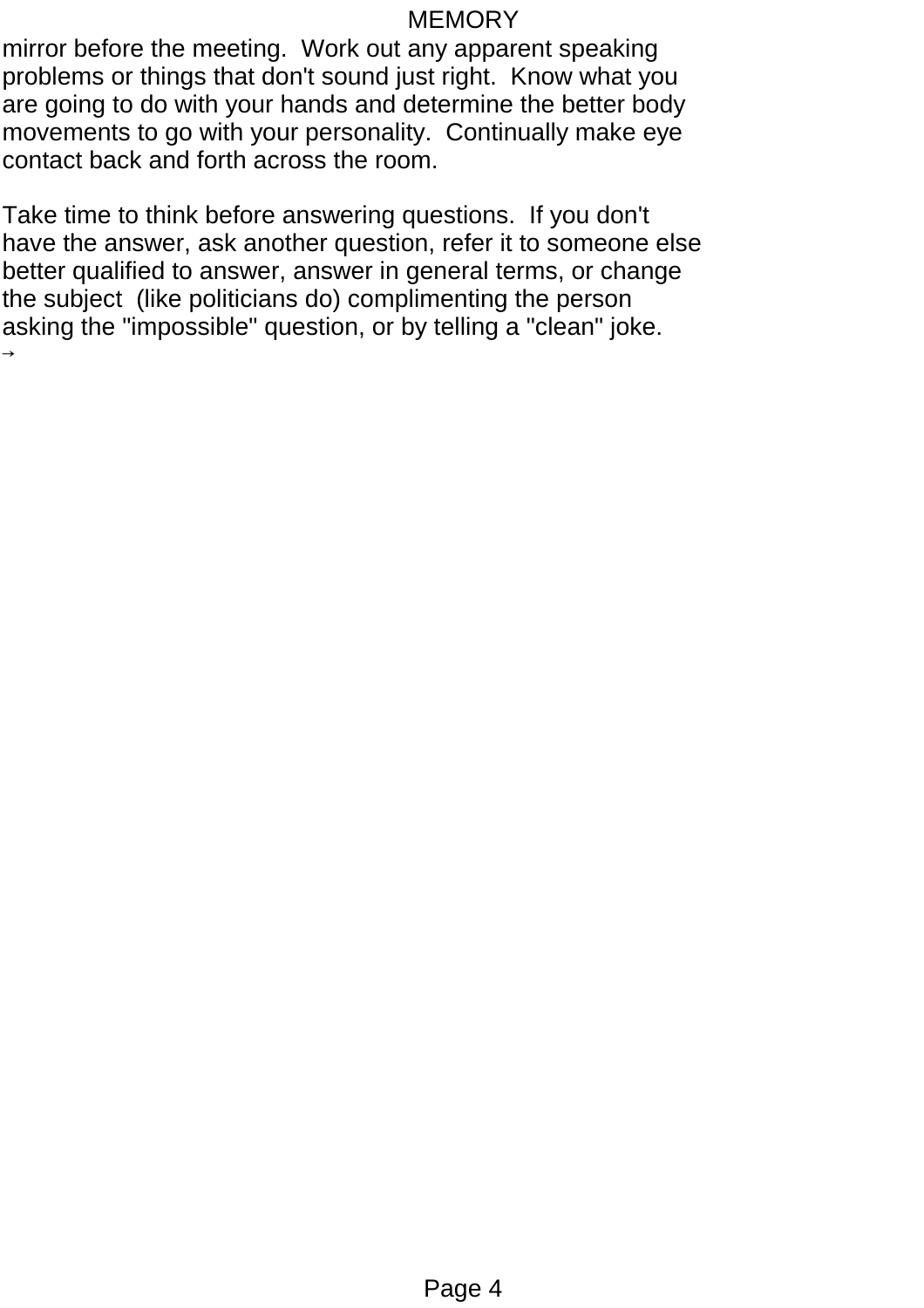mirror before the meeting.  Work out any apparent speaking problems or things that don't sound just right.  Know what you are going to do with your hands and determine the better body movements to go with your personality.  Continually make eye contact back and forth across the room.

Take time to think before answering questions.  If you don't have the answer, ask another question, refer it to someone else better qualified to answer, answer in general terms, or change the subject  (like politicians do) complimenting the person asking the "impossible" question, or by telling a "clean" joke.

→